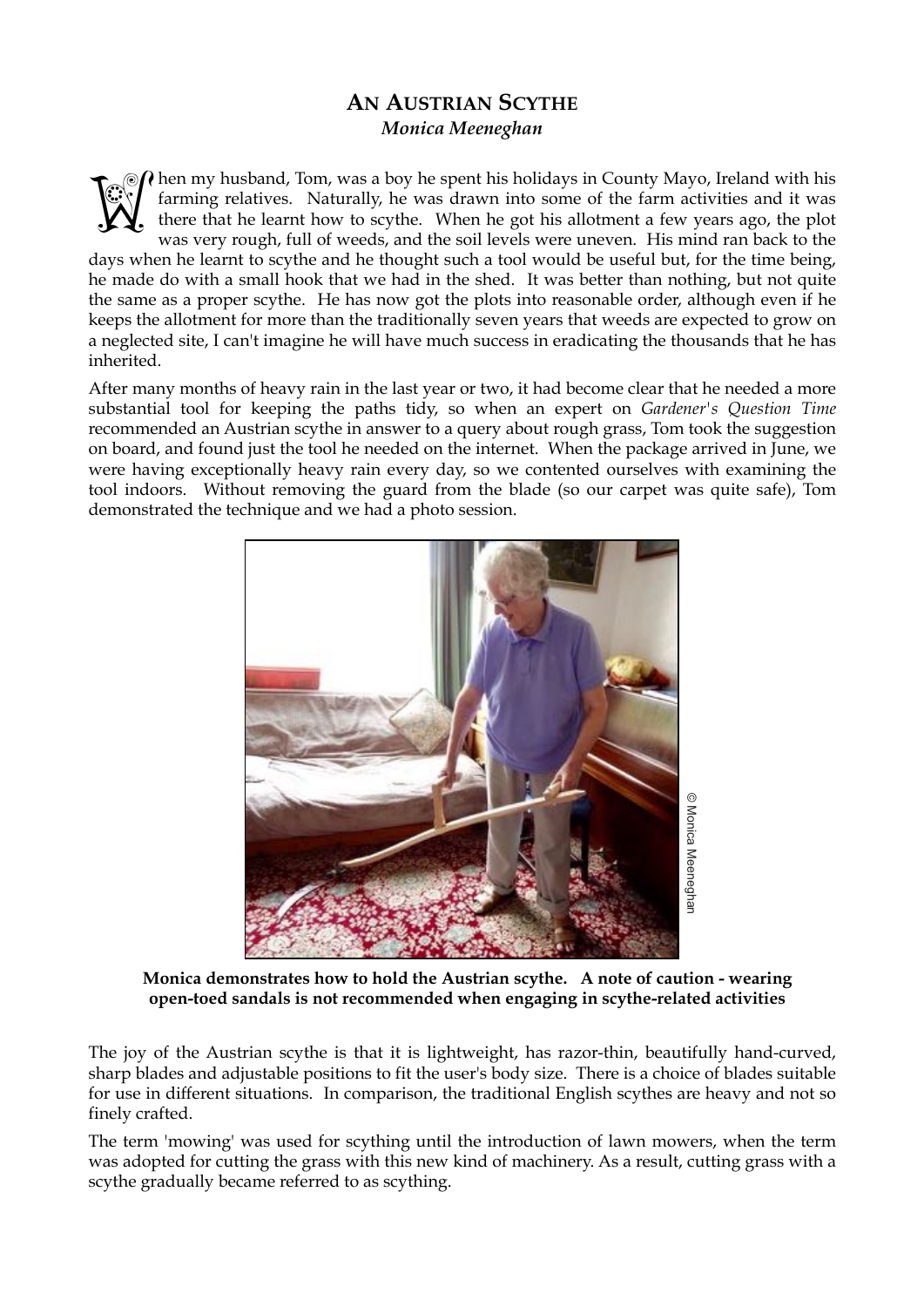# AN AUSTRIAN SCYTHE

***Monica Meeneghan***

When my husband, Tom, was a boy he spent his holidays in County Mayo, Ireland with his farming relatives. Naturally, he was drawn into some of the farm activities and it was there that he learnt how to scythe. When he got his allotment a few years ago, the plot was very rough, full of weeds, and the soil levels were uneven. His mind ran back to the days when he learnt to scythe and he thought such a tool would be useful but, for the time being, he made do with a small hook that we had in the shed. It was better than nothing, but not quite the same as a proper scythe. He has now got the plots into reasonable order, although even if he keeps the allotment for more than the traditionally seven years that weeds are expected to grow on a neglected site, I can't imagine he will have much success in eradicating the thousands that he has inherited.

After many months of heavy rain in the last year or two, it had become clear that he needed a more substantial tool for keeping the paths tidy, so when an expert on *Gardener's Question Time* recommended an Austrian scythe in answer to a query about rough grass, Tom took the suggestion on board, and found just the tool he needed on the internet. When the package arrived in June, we were having exceptionally heavy rain every day, so we contented ourselves with examining the tool indoors. Without removing the guard from the blade (so our carpet was quite safe), Tom demonstrated the technique and we had a photo session.

© Monica Meeneghan

**Monica demonstrates how to hold the Austrian scythe. A note of caution - wearing open-toed sandals is not recommended when engaging in scythe-related activities**

The joy of the Austrian scythe is that it is lightweight, has razor-thin, beautifully hand-curved, sharp blades and adjustable positions to fit the user's body size. There is a choice of blades suitable for use in different situations. In comparison, the traditional English scythes are heavy and not so finely crafted.

The term 'mowing' was used for scything until the introduction of lawn mowers, when the term was adopted for cutting the grass with this new kind of machinery. As a result, cutting grass with a scythe gradually became referred to as scything.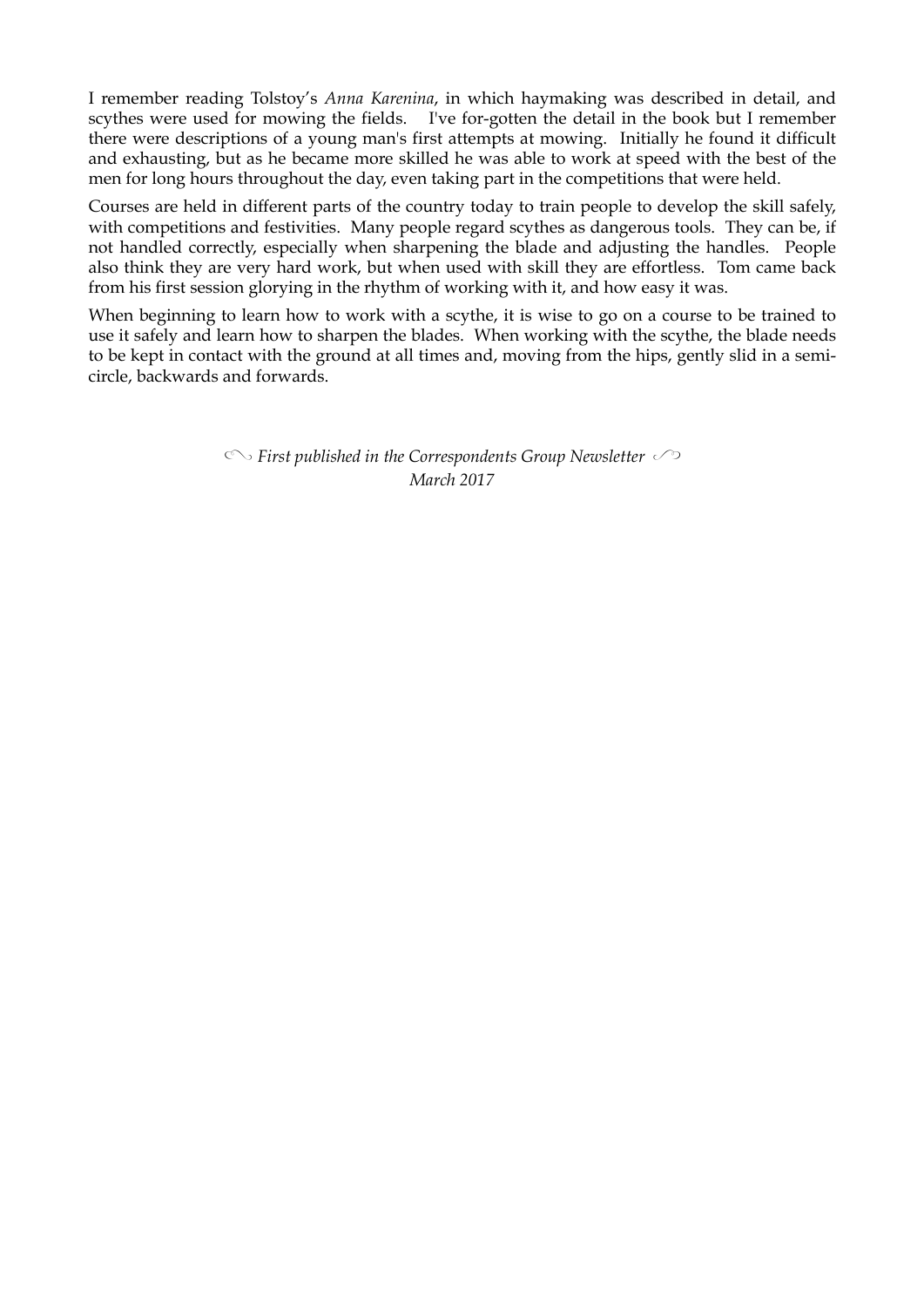I remember reading Tolstoy's *Anna Karenina*, in which haymaking was described in detail, and scythes were used for mowing the fields. I've for-gotten the detail in the book but I remember there were descriptions of a young man's first attempts at mowing. Initially he found it difficult and exhausting, but as he became more skilled he was able to work at speed with the best of the men for long hours throughout the day, even taking part in the competitions that were held.

Courses are held in different parts of the country today to train people to develop the skill safely, with competitions and festivities. Many people regard scythes as dangerous tools. They can be, if not handled correctly, especially when sharpening the blade and adjusting the handles. People also think they are very hard work, but when used with skill they are effortless. Tom came back from his first session glorying in the rhythm of working with it, and how easy it was.

When beginning to learn how to work with a scythe, it is wise to go on a course to be trained to use it safely and learn how to sharpen the blades. When working with the scythe, the blade needs to be kept in contact with the ground at all times and, moving from the hips, gently slid in a semi-circle, backwards and forwards.

*First published in the Correspondents Group Newsletter*
*March 2017*